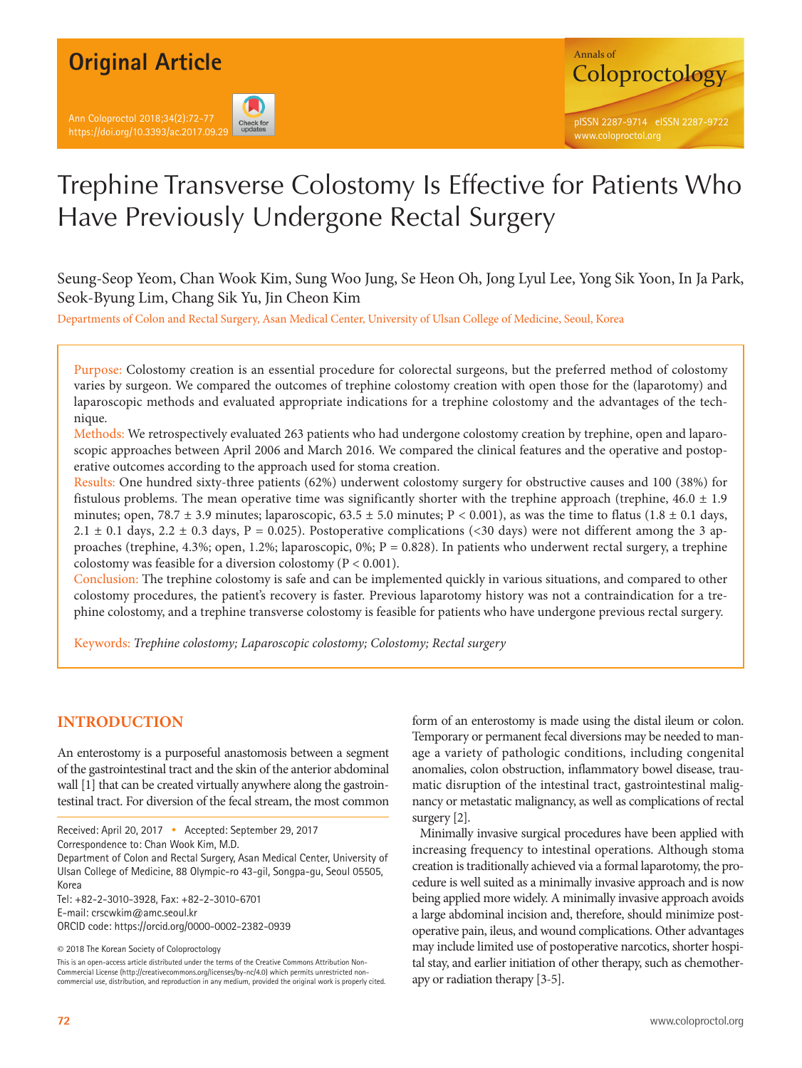Original Article

# Trephine Transverse Colostomy Is Effective for Patients Who Have Previously Undergone Rectal Surgery

Seung-Seop Yeom, Chan Wook Kim, Sung Woo Jung, Se Heon Oh, Jong Lyul Lee, Yong Sik Yoon, In Ja Park, Seok-Byung Lim, Chang Sik Yu, Jin Cheon Kim

Departments of Colon and Rectal Surgery, Asan Medical Center, University of Ulsan College of Medicine, Seoul, Korea

**Purpose:** Colostomy creation is an essential procedure for colorectal surgeons, but the preferred method of colostomy varies by surgeon. We compared the outcomes of trephine colostomy creation with open those for the (laparotomy) and laparoscopic methods and evaluated appropriate indications for a trephine colostomy and the advantages of the technique.

**Methods:** We retrospectively evaluated 263 patients who had undergone colostomy creation by trephine, open and laparoscopic approaches between April 2006 and March 2016. We compared the clinical features and the operative and postoperative outcomes according to the approach used for stoma creation.

**Results:** One hundred sixty-three patients (62%) underwent colostomy surgery for obstructive causes and 100 (38%) for fistulous problems. The mean operative time was significantly shorter with the trephine approach (trephine, 46.0 ± 1.9 minutes; open, 78.7 ± 3.9 minutes; laparoscopic, 63.5 ± 5.0 minutes; P < 0.001), as was the time to flatus (1.8 ± 0.1 days, 2.1 ± 0.1 days, 2.2 ± 0.3 days, P = 0.025). Postoperative complications (<30 days) were not different among the 3 approaches (trephine, 4.3%; open, 1.2%; laparoscopic, 0%; P = 0.828). In patients who underwent rectal surgery, a trephine colostomy was feasible for a diversion colostomy (P < 0.001).

**Conclusion:** The trephine colostomy is safe and can be implemented quickly in various situations, and compared to other colostomy procedures, the patient's recovery is faster. Previous laparotomy history was not a contraindication for a trephine colostomy, and a trephine transverse colostomy is feasible for patients who have undergone previous rectal surgery.

**Keywords:** *Trephine colostomy; Laparoscopic colostomy; Colostomy; Rectal surgery*

## INTRODUCTION

An enterostomy is a purposeful anastomosis between a segment of the gastrointestinal tract and the skin of the anterior abdominal wall [1] that can be created virtually anywhere along the gastrointestinal tract. For diversion of the fecal stream, the most common form of an enterostomy is made using the distal ileum or colon. Temporary or permanent fecal diversions may be needed to manage a variety of pathologic conditions, including congenital anomalies, colon obstruction, inflammatory bowel disease, traumatic disruption of the intestinal tract, gastrointestinal malignancy or metastatic malignancy, as well as complications of rectal surgery [2].

Minimally invasive surgical procedures have been applied with increasing frequency to intestinal operations. Although stoma creation is traditionally achieved via a formal laparotomy, the procedure is well suited as a minimally invasive approach and is now being applied more widely. A minimally invasive approach avoids a large abdominal incision and, therefore, should minimize postoperative pain, ileus, and wound complications. Other advantages may include limited use of postoperative narcotics, shorter hospital stay, and earlier initiation of other therapy, such as chemotherapy or radiation therapy [3-5].

Received: April 20, 2017 • Accepted: September 29, 2017
Correspondence to: Chan Wook Kim, M.D.
Department of Colon and Rectal Surgery, Asan Medical Center, University of Ulsan College of Medicine, 88 Olympic-ro 43-gil, Songpa-gu, Seoul 05505, Korea
Tel: +82-2-3010-3928, Fax: +82-2-3010-6701
E-mail: crscwkim@amc.seoul.kr
ORCID code: https://orcid.org/0000-0002-2382-0939

© 2018 The Korean Society of Coloproctology

This is an open-access article distributed under the terms of the Creative Commons Attribution Non-Commercial License (http://creativecommons.org/licenses/by-nc/4.0) which permits unrestricted non-commercial use, distribution, and reproduction in any medium, provided the original work is properly cited.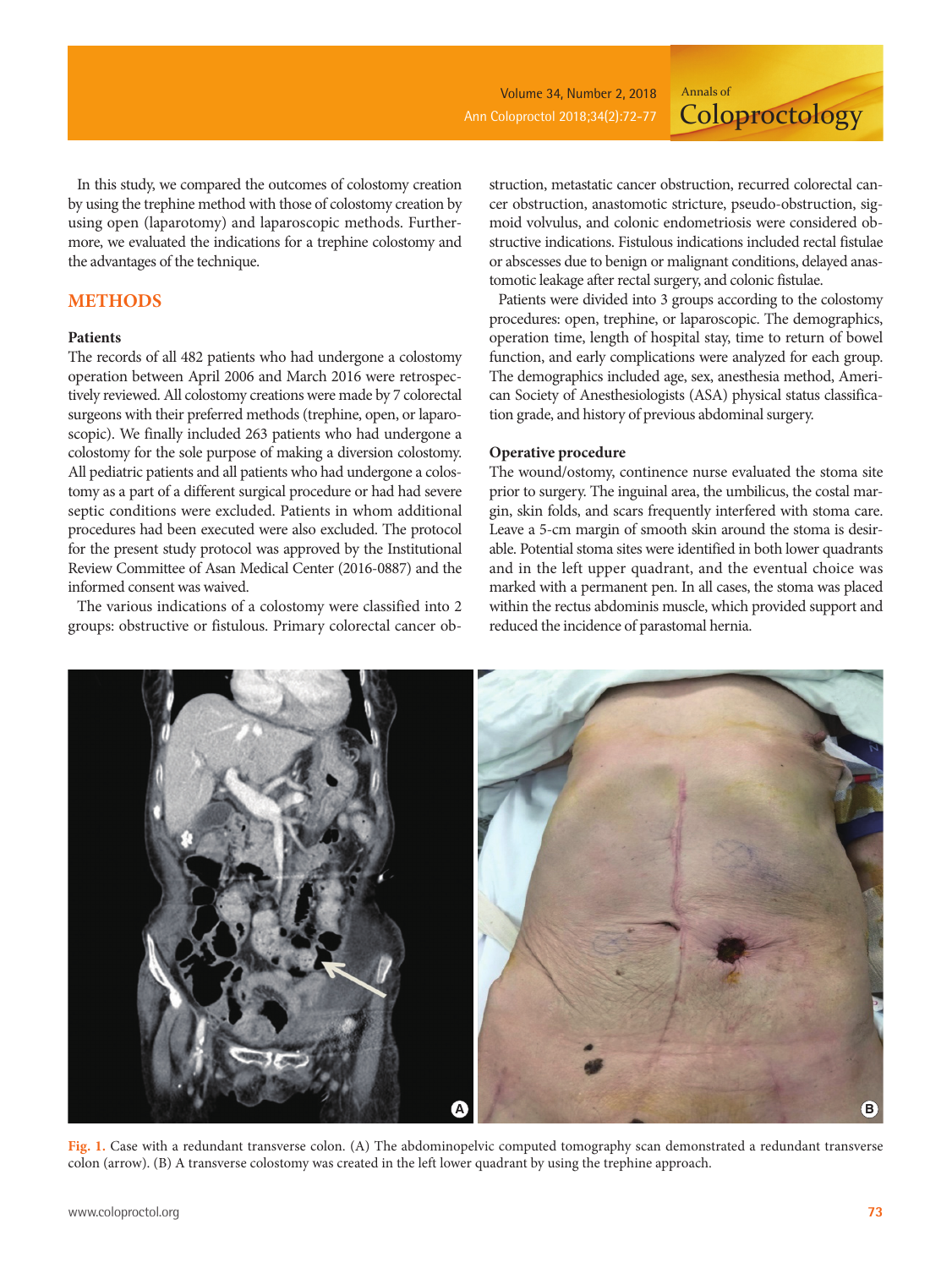In this study, we compared the outcomes of colostomy creation by using the trephine method with those of colostomy creation by using open (laparotomy) and laparoscopic methods. Furthermore, we evaluated the indications for a trephine colostomy and the advantages of the technique.

## METHODS

### Patients

The records of all 482 patients who had undergone a colostomy operation between April 2006 and March 2016 were retrospectively reviewed. All colostomy creations were made by 7 colorectal surgeons with their preferred methods (trephine, open, or laparoscopic). We finally included 263 patients who had undergone a colostomy for the sole purpose of making a diversion colostomy. All pediatric patients and all patients who had undergone a colostomy as a part of a different surgical procedure or had had severe septic conditions were excluded. Patients in whom additional procedures had been executed were also excluded. The protocol for the present study protocol was approved by the Institutional Review Committee of Asan Medical Center (2016-0887) and the informed consent was waived.

The various indications of a colostomy were classified into 2 groups: obstructive or fistulous. Primary colorectal cancer obstruction, metastatic cancer obstruction, recurred colorectal cancer obstruction, anastomotic stricture, pseudo-obstruction, sigmoid volvulus, and colonic endometriosis were considered obstructive indications. Fistulous indications included rectal fistulae or abscesses due to benign or malignant conditions, delayed anastomotic leakage after rectal surgery, and colonic fistulae.

Patients were divided into 3 groups according to the colostomy procedures: open, trephine, or laparoscopic. The demographics, operation time, length of hospital stay, time to return of bowel function, and early complications were analyzed for each group. The demographics included age, sex, anesthesia method, American Society of Anesthesiologists (ASA) physical status classification grade, and history of previous abdominal surgery.

### Operative procedure

The wound/ostomy, continence nurse evaluated the stoma site prior to surgery. The inguinal area, the umbilicus, the costal margin, skin folds, and scars frequently interfered with stoma care. Leave a 5-cm margin of smooth skin around the stoma is desirable. Potential stoma sites were identified in both lower quadrants and in the left upper quadrant, and the eventual choice was marked with a permanent pen. In all cases, the stoma was placed within the rectus abdominis muscle, which provided support and reduced the incidence of parastomal hernia.

**Fig. 1.** Case with a redundant transverse colon. (A) The abdominopelvic computed tomography scan demonstrated a redundant transverse colon (arrow). (B) A transverse colostomy was created in the left lower quadrant by using the trephine approach.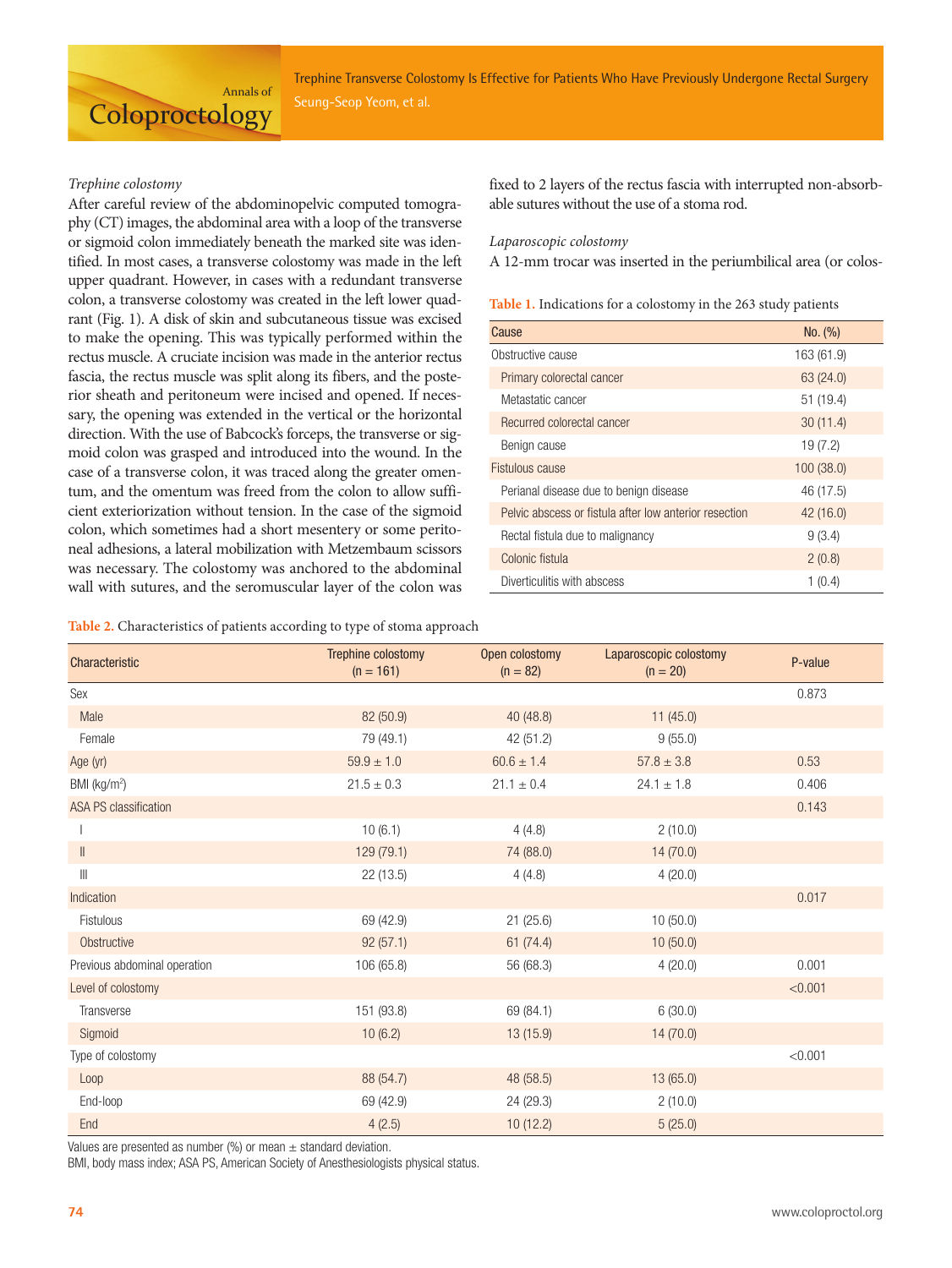*Trephine colostomy*

After careful review of the abdominopelvic computed tomography (CT) images, the abdominal area with a loop of the transverse or sigmoid colon immediately beneath the marked site was identified. In most cases, a transverse colostomy was made in the left upper quadrant. However, in cases with a redundant transverse colon, a transverse colostomy was created in the left lower quadrant (Fig. 1). A disk of skin and subcutaneous tissue was excised to make the opening. This was typically performed within the rectus muscle. A cruciate incision was made in the anterior rectus fascia, the rectus muscle was split along its fibers, and the posterior sheath and peritoneum were incised and opened. If necessary, the opening was extended in the vertical or the horizontal direction. With the use of Babcock's forceps, the transverse or sigmoid colon was grasped and introduced into the wound. In the case of a transverse colon, it was traced along the greater omentum, and the omentum was freed from the colon to allow sufficient exteriorization without tension. In the case of the sigmoid colon, which sometimes had a short mesentery or some peritoneal adhesions, a lateral mobilization with Metzembaum scissors was necessary. The colostomy was anchored to the abdominal wall with sutures, and the seromuscular layer of the colon was fixed to 2 layers of the rectus fascia with interrupted non-absorbable sutures without the use of a stoma rod.

*Laparoscopic colostomy*

A 12-mm trocar was inserted in the periumbilical area (or colos-

**Table 1.** Indications for a colostomy in the 263 study patients

| Cause | No. (%) |
|---|---|
| Obstructive cause | 163 (61.9) |
| Primary colorectal cancer | 63 (24.0) |
| Metastatic cancer | 51 (19.4) |
| Recurred colorectal cancer | 30 (11.4) |
| Benign cause | 19 (7.2) |
| Fistulous cause | 100 (38.0) |
| Perianal disease due to benign disease | 46 (17.5) |
| Pelvic abscess or fistula after low anterior resection | 42 (16.0) |
| Rectal fistula due to malignancy | 9 (3.4) |
| Colonic fistula | 2 (0.8) |
| Diverticulitis with abscess | 1 (0.4) |

**Table 2.** Characteristics of patients according to type of stoma approach

| Characteristic | Trephine colostomy (n = 161) | Open colostomy (n = 82) | Laparoscopic colostomy (n = 20) | P-value |
|---|---|---|---|---|
| Sex | | | | 0.873 |
| Male | 82 (50.9) | 40 (48.8) | 11 (45.0) | |
| Female | 79 (49.1) | 42 (51.2) | 9 (55.0) | |
| Age (yr) | 59.9 ± 1.0 | 60.6 ± 1.4 | 57.8 ± 3.8 | 0.53 |
| BMI (kg/m$^2$) | 21.5 ± 0.3 | 21.1 ± 0.4 | 24.1 ± 1.8 | 0.406 |
| ASA PS classification | | | | 0.143 |
| I | 10 (6.1) | 4 (4.8) | 2 (10.0) | |
| II | 129 (79.1) | 74 (88.0) | 14 (70.0) | |
| III | 22 (13.5) | 4 (4.8) | 4 (20.0) | |
| Indication | | | | 0.017 |
| Fistulous | 69 (42.9) | 21 (25.6) | 10 (50.0) | |
| Obstructive | 92 (57.1) | 61 (74.4) | 10 (50.0) | |
| Previous abdominal operation | 106 (65.8) | 56 (68.3) | 4 (20.0) | 0.001 |
| Level of colostomy | | | | <0.001 |
| Transverse | 151 (93.8) | 69 (84.1) | 6 (30.0) | |
| Sigmoid | 10 (6.2) | 13 (15.9) | 14 (70.0) | |
| Type of colostomy | | | | <0.001 |
| Loop | 88 (54.7) | 48 (58.5) | 13 (65.0) | |
| End-loop | 69 (42.9) | 24 (29.3) | 2 (10.0) | |
| End | 4 (2.5) | 10 (12.2) | 5 (25.0) | |

Values are presented as number (%) or mean ± standard deviation.
BMI, body mass index; ASA PS, American Society of Anesthesiologists physical status.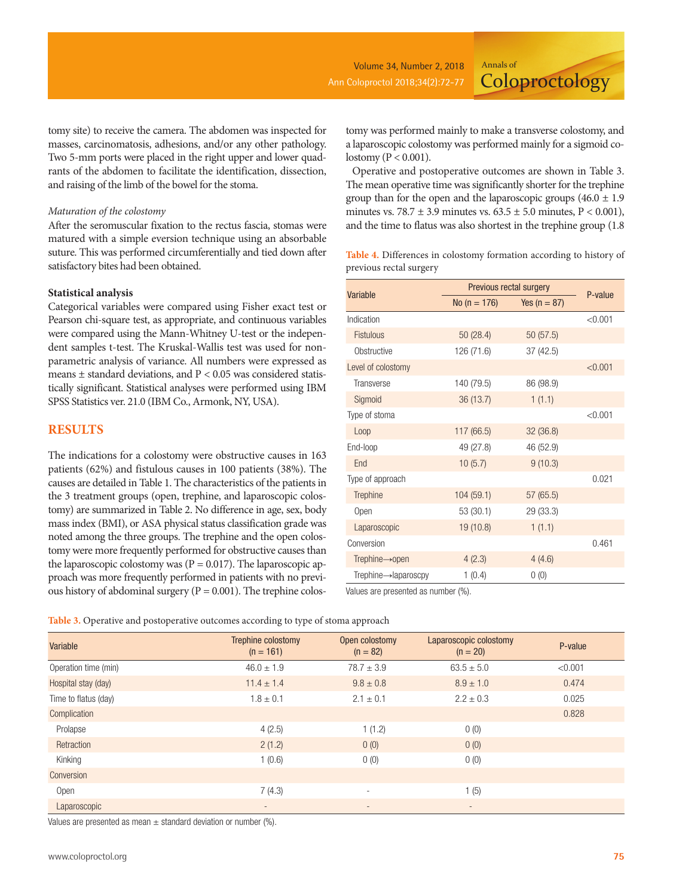tomy site) to receive the camera. The abdomen was inspected for masses, carcinomatosis, adhesions, and/or any other pathology. Two 5-mm ports were placed in the right upper and lower quadrants of the abdomen to facilitate the identification, dissection, and raising of the limb of the bowel for the stoma.

*Maturation of the colostomy*

After the seromuscular fixation to the rectus fascia, stomas were matured with a simple eversion technique using an absorbable suture. This was performed circumferentially and tied down after satisfactory bites had been obtained.

**Statistical analysis**

Categorical variables were compared using Fisher exact test or Pearson chi-square test, as appropriate, and continuous variables were compared using the Mann-Whitney U-test or the independent samples t-test. The Kruskal-Wallis test was used for nonparametric analysis of variance. All numbers were expressed as means ± standard deviations, and $P < 0.05$ was considered statistically significant. Statistical analyses were performed using IBM SPSS Statistics ver. 21.0 (IBM Co., Armonk, NY, USA).

## RESULTS

The indications for a colostomy were obstructive causes in 163 patients (62%) and fistulous causes in 100 patients (38%). The causes are detailed in Table 1. The characteristics of the patients in the 3 treatment groups (open, trephine, and laparoscopic colostomy) are summarized in Table 2. No difference in age, sex, body mass index (BMI), or ASA physical status classification grade was noted among the three groups. The trephine and the open colostomy were more frequently performed for obstructive causes than the laparoscopic colostomy was ($P = 0.017$). The laparoscopic approach was more frequently performed in patients with no previous history of abdominal surgery ($P = 0.001$). The trephine colostomy was performed mainly to make a transverse colostomy, and a laparoscopic colostomy was performed mainly for a sigmoid colostomy ($P < 0.001$).

Operative and postoperative outcomes are shown in Table 3. The mean operative time was significantly shorter for the trephine group than for the open and the laparoscopic groups (46.0 ± 1.9 minutes vs. 78.7 ± 3.9 minutes vs. 63.5 ± 5.0 minutes, $P < 0.001$), and the time to flatus was also shortest in the trephine group (1.8

**Table 4.** Differences in colostomy formation according to history of previous rectal surgery

| Variable | Previous rectal surgery | | P-value |
|---|---|---|---|
| | No (n = 176) | Yes (n = 87) | |
| Indication | | | <0.001 |
| Fistulous | 50 (28.4) | 50 (57.5) | |
| Obstructive | 126 (71.6) | 37 (42.5) | |
| Level of colostomy | | | <0.001 |
| Transverse | 140 (79.5) | 86 (98.9) | |
| Sigmoid | 36 (13.7) | 1 (1.1) | |
| Type of stoma | | | <0.001 |
| Loop | 117 (66.5) | 32 (36.8) | |
| End-loop | 49 (27.8) | 46 (52.9) | |
| End | 10 (5.7) | 9 (10.3) | |
| Type of approach | | | 0.021 |
| Trephine | 104 (59.1) | 57 (65.5) | |
| Open | 53 (30.1) | 29 (33.3) | |
| Laparoscopic | 19 (10.8) | 1 (1.1) | |
| Conversion | | | 0.461 |
| Trephine→open | 4 (2.3) | 4 (4.6) | |
| Trephine→laparoscpy | 1 (0.4) | 0 (0) | |

Values are presented as number (%).

**Table 3.** Operative and postoperative outcomes according to type of stoma approach

| Variable | Trephine colostomy (n = 161) | Open colostomy (n = 82) | Laparoscopic colostomy (n = 20) | P-value |
|---|---|---|---|---|
| Operation time (min) | 46.0 ± 1.9 | 78.7 ± 3.9 | 63.5 ± 5.0 | <0.001 |
| Hospital stay (day) | 11.4 ± 1.4 | 9.8 ± 0.8 | 8.9 ± 1.0 | 0.474 |
| Time to flatus (day) | 1.8 ± 0.1 | 2.1 ± 0.1 | 2.2 ± 0.3 | 0.025 |
| Complication | | | | 0.828 |
| Prolapse | 4 (2.5) | 1 (1.2) | 0 (0) | |
| Retraction | 2 (1.2) | 0 (0) | 0 (0) | |
| Kinking | 1 (0.6) | 0 (0) | 0 (0) | |
| Conversion | | | | |
| Open | 7 (4.3) | - | 1 (5) | |
| Laparoscopic | - | - | - | |

Values are presented as mean ± standard deviation or number (%).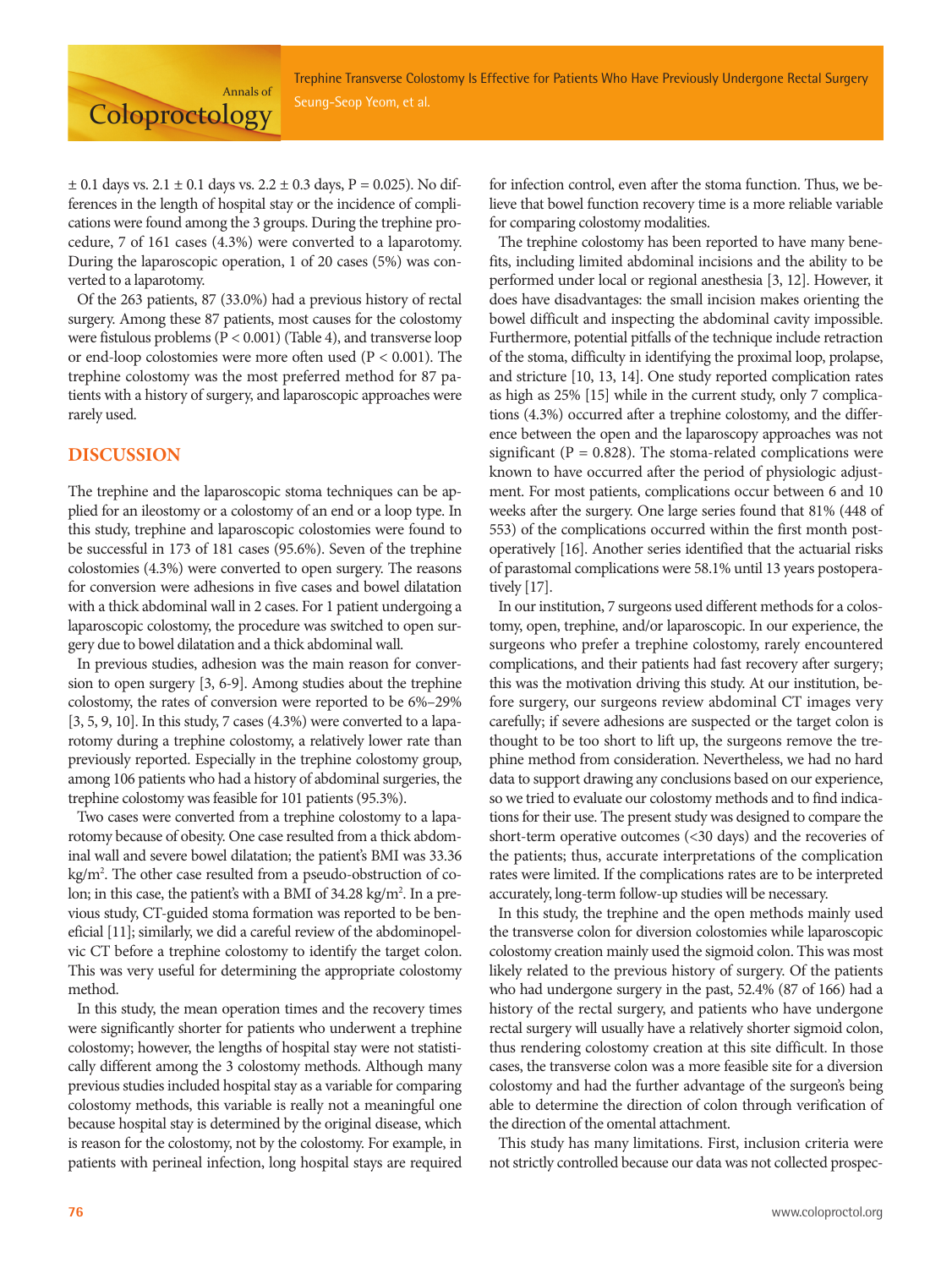± 0.1 days vs. 2.1 ± 0.1 days vs. 2.2 ± 0.3 days, P = 0.025). No differences in the length of hospital stay or the incidence of complications were found among the 3 groups. During the trephine procedure, 7 of 161 cases (4.3%) were converted to a laparotomy. During the laparoscopic operation, 1 of 20 cases (5%) was converted to a laparotomy.

Of the 263 patients, 87 (33.0%) had a previous history of rectal surgery. Among these 87 patients, most causes for the colostomy were fistulous problems (P < 0.001) (Table 4), and transverse loop or end-loop colostomies were more often used (P < 0.001). The trephine colostomy was the most preferred method for 87 patients with a history of surgery, and laparoscopic approaches were rarely used.

## DISCUSSION

The trephine and the laparoscopic stoma techniques can be applied for an ileostomy or a colostomy of an end or a loop type. In this study, trephine and laparoscopic colostomies were found to be successful in 173 of 181 cases (95.6%). Seven of the trephine colostomies (4.3%) were converted to open surgery. The reasons for conversion were adhesions in five cases and bowel dilatation with a thick abdominal wall in 2 cases. For 1 patient undergoing a laparoscopic colostomy, the procedure was switched to open surgery due to bowel dilatation and a thick abdominal wall.

In previous studies, adhesion was the main reason for conversion to open surgery [3, 6-9]. Among studies about the trephine colostomy, the rates of conversion were reported to be 6%–29% [3, 5, 9, 10]. In this study, 7 cases (4.3%) were converted to a laparotomy during a trephine colostomy, a relatively lower rate than previously reported. Especially in the trephine colostomy group, among 106 patients who had a history of abdominal surgeries, the trephine colostomy was feasible for 101 patients (95.3%).

Two cases were converted from a trephine colostomy to a laparotomy because of obesity. One case resulted from a thick abdominal wall and severe bowel dilatation; the patient's BMI was 33.36 kg/m$^2$. The other case resulted from a pseudo-obstruction of colon; in this case, the patient's with a BMI of 34.28 kg/m$^2$. In a previous study, CT-guided stoma formation was reported to be beneficial [11]; similarly, we did a careful review of the abdominopelvic CT before a trephine colostomy to identify the target colon. This was very useful for determining the appropriate colostomy method.

In this study, the mean operation times and the recovery times were significantly shorter for patients who underwent a trephine colostomy; however, the lengths of hospital stay were not statistically different among the 3 colostomy methods. Although many previous studies included hospital stay as a variable for comparing colostomy methods, this variable is really not a meaningful one because hospital stay is determined by the original disease, which is reason for the colostomy, not by the colostomy. For example, in patients with perineal infection, long hospital stays are required for infection control, even after the stoma function. Thus, we believe that bowel function recovery time is a more reliable variable for comparing colostomy modalities.

The trephine colostomy has been reported to have many benefits, including limited abdominal incisions and the ability to be performed under local or regional anesthesia [3, 12]. However, it does have disadvantages: the small incision makes orienting the bowel difficult and inspecting the abdominal cavity impossible. Furthermore, potential pitfalls of the technique include retraction of the stoma, difficulty in identifying the proximal loop, prolapse, and stricture [10, 13, 14]. One study reported complication rates as high as 25% [15] while in the current study, only 7 complications (4.3%) occurred after a trephine colostomy, and the difference between the open and the laparoscopy approaches was not significant (P = 0.828). The stoma-related complications were known to have occurred after the period of physiologic adjustment. For most patients, complications occur between 6 and 10 weeks after the surgery. One large series found that 81% (448 of 553) of the complications occurred within the first month postoperatively [16]. Another series identified that the actuarial risks of parastomal complications were 58.1% until 13 years postoperatively [17].

In our institution, 7 surgeons used different methods for a colostomy, open, trephine, and/or laparoscopic. In our experience, the surgeons who prefer a trephine colostomy, rarely encountered complications, and their patients had fast recovery after surgery; this was the motivation driving this study. At our institution, before surgery, our surgeons review abdominal CT images very carefully; if severe adhesions are suspected or the target colon is thought to be too short to lift up, the surgeons remove the trephine method from consideration. Nevertheless, we had no hard data to support drawing any conclusions based on our experience, so we tried to evaluate our colostomy methods and to find indications for their use. The present study was designed to compare the short-term operative outcomes (<30 days) and the recoveries of the patients; thus, accurate interpretations of the complication rates were limited. If the complications rates are to be interpreted accurately, long-term follow-up studies will be necessary.

In this study, the trephine and the open methods mainly used the transverse colon for diversion colostomies while laparoscopic colostomy creation mainly used the sigmoid colon. This was most likely related to the previous history of surgery. Of the patients who had undergone surgery in the past, 52.4% (87 of 166) had a history of the rectal surgery, and patients who have undergone rectal surgery will usually have a relatively shorter sigmoid colon, thus rendering colostomy creation at this site difficult. In those cases, the transverse colon was a more feasible site for a diversion colostomy and had the further advantage of the surgeon's being able to determine the direction of colon through verification of the direction of the omental attachment.

This study has many limitations. First, inclusion criteria were not strictly controlled because our data was not collected prospec-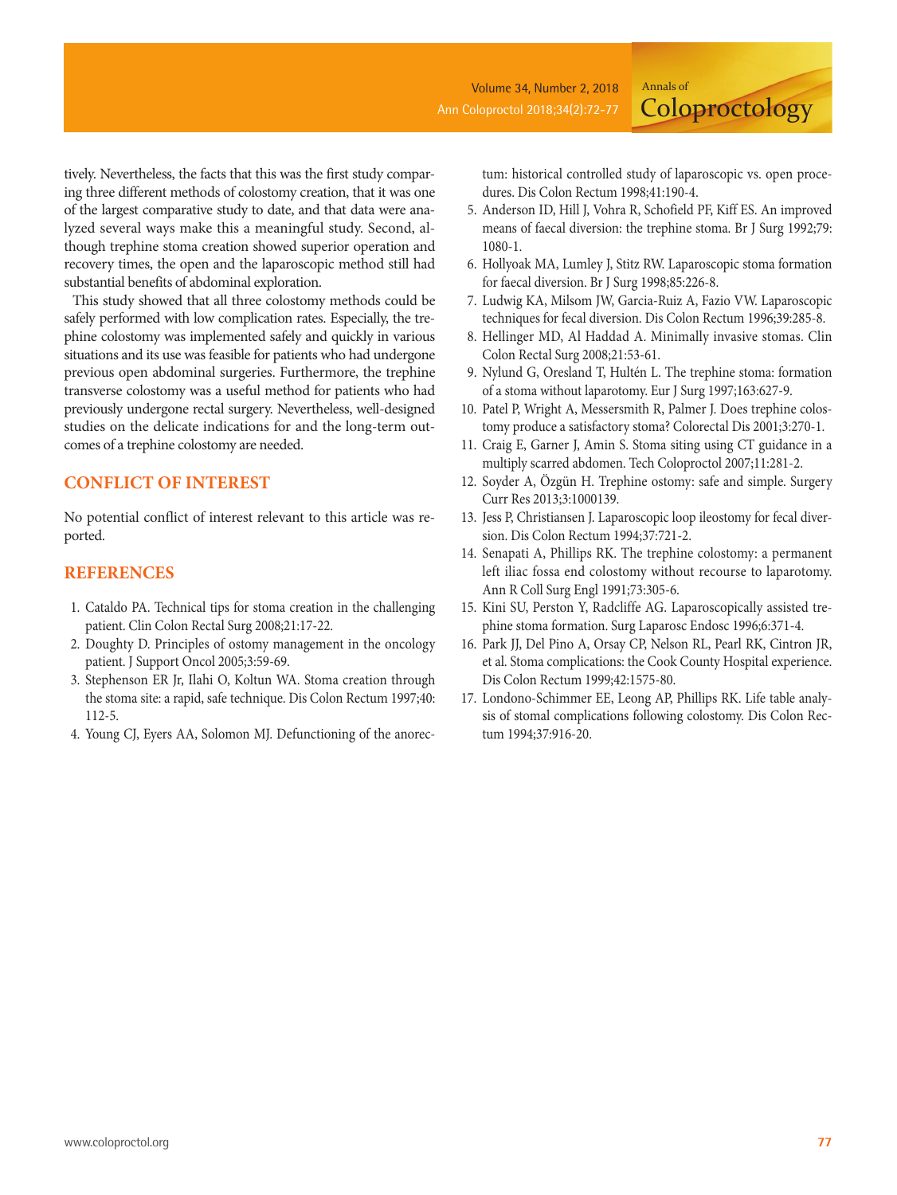tively. Nevertheless, the facts that this was the first study comparing three different methods of colostomy creation, that it was one of the largest comparative study to date, and that data were analyzed several ways make this a meaningful study. Second, although trephine stoma creation showed superior operation and recovery times, the open and the laparoscopic method still had substantial benefits of abdominal exploration.

This study showed that all three colostomy methods could be safely performed with low complication rates. Especially, the trephine colostomy was implemented safely and quickly in various situations and its use was feasible for patients who had undergone previous open abdominal surgeries. Furthermore, the trephine transverse colostomy was a useful method for patients who had previously undergone rectal surgery. Nevertheless, well-designed studies on the delicate indications for and the long-term outcomes of a trephine colostomy are needed.

## CONFLICT OF INTEREST

No potential conflict of interest relevant to this article was reported.

## REFERENCES

1. Cataldo PA. Technical tips for stoma creation in the challenging patient. Clin Colon Rectal Surg 2008;21:17-22.
2. Doughty D. Principles of ostomy management in the oncology patient. J Support Oncol 2005;3:59-69.
3. Stephenson ER Jr, Ilahi O, Koltun WA. Stoma creation through the stoma site: a rapid, safe technique. Dis Colon Rectum 1997;40:112-5.
4. Young CJ, Eyers AA, Solomon MJ. Defunctioning of the anorectum: historical controlled study of laparoscopic vs. open procedures. Dis Colon Rectum 1998;41:190-4.
5. Anderson ID, Hill J, Vohra R, Schofield PF, Kiff ES. An improved means of faecal diversion: the trephine stoma. Br J Surg 1992;79:1080-1.
6. Hollyoak MA, Lumley J, Stitz RW. Laparoscopic stoma formation for faecal diversion. Br J Surg 1998;85:226-8.
7. Ludwig KA, Milsom JW, Garcia-Ruiz A, Fazio VW. Laparoscopic techniques for fecal diversion. Dis Colon Rectum 1996;39:285-8.
8. Hellinger MD, Al Haddad A. Minimally invasive stomas. Clin Colon Rectal Surg 2008;21:53-61.
9. Nylund G, Oresland T, Hultén L. The trephine stoma: formation of a stoma without laparotomy. Eur J Surg 1997;163:627-9.
10. Patel P, Wright A, Messersmith R, Palmer J. Does trephine colostomy produce a satisfactory stoma? Colorectal Dis 2001;3:270-1.
11. Craig E, Garner J, Amin S. Stoma siting using CT guidance in a multiply scarred abdomen. Tech Coloproctol 2007;11:281-2.
12. Soyder A, Özgün H. Trephine ostomy: safe and simple. Surgery Curr Res 2013;3:1000139.
13. Jess P, Christiansen J. Laparoscopic loop ileostomy for fecal diversion. Dis Colon Rectum 1994;37:721-2.
14. Senapati A, Phillips RK. The trephine colostomy: a permanent left iliac fossa end colostomy without recourse to laparotomy. Ann R Coll Surg Engl 1991;73:305-6.
15. Kini SU, Perston Y, Radcliffe AG. Laparoscopically assisted trephine stoma formation. Surg Laparosc Endosc 1996;6:371-4.
16. Park JJ, Del Pino A, Orsay CP, Nelson RL, Pearl RK, Cintron JR, et al. Stoma complications: the Cook County Hospital experience. Dis Colon Rectum 1999;42:1575-80.
17. Londono-Schimmer EE, Leong AP, Phillips RK. Life table analysis of stomal complications following colostomy. Dis Colon Rectum 1994;37:916-20.